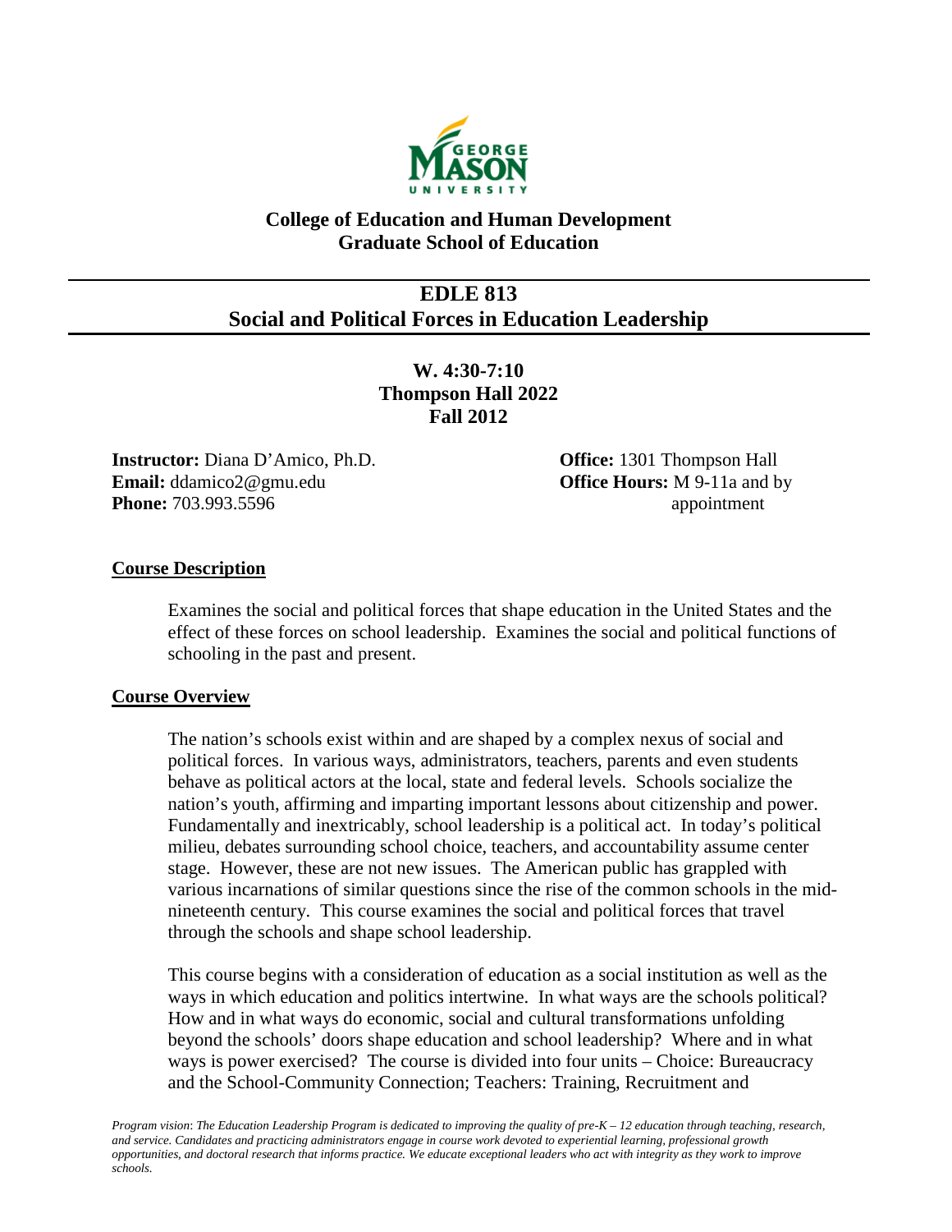**College of Education and Human Development**
**Graduate School of Education**

# EDLE 813
# Social and Political Forces in Education Leadership

**W. 4:30-7:10**
**Thompson Hall 2022**
**Fall 2012**

**Instructor:** Diana D'Amico, Ph.D.
**Email:** ddamico2@gmu.edu
**Phone:** 703.993.5596

**Office:** 1301 Thompson Hall
**Office Hours:** M 9-11a and by appointment

## Course Description

Examines the social and political forces that shape education in the United States and the effect of these forces on school leadership. Examines the social and political functions of schooling in the past and present.

## Course Overview

The nation's schools exist within and are shaped by a complex nexus of social and political forces. In various ways, administrators, teachers, parents and even students behave as political actors at the local, state and federal levels. Schools socialize the nation's youth, affirming and imparting important lessons about citizenship and power. Fundamentally and inextricably, school leadership is a political act. In today's political milieu, debates surrounding school choice, teachers, and accountability assume center stage. However, these are not new issues. The American public has grappled with various incarnations of similar questions since the rise of the common schools in the mid-nineteenth century. This course examines the social and political forces that travel through the schools and shape school leadership.

This course begins with a consideration of education as a social institution as well as the ways in which education and politics intertwine. In what ways are the schools political? How and in what ways do economic, social and cultural transformations unfolding beyond the schools' doors shape education and school leadership? Where and in what ways is power exercised? The course is divided into four units – Choice: Bureaucracy and the School-Community Connection; Teachers: Training, Recruitment and

*Program vision: The Education Leadership Program is dedicated to improving the quality of pre-K – 12 education through teaching, research, and service. Candidates and practicing administrators engage in course work devoted to experiential learning, professional growth opportunities, and doctoral research that informs practice. We educate exceptional leaders who act with integrity as they work to improve schools.*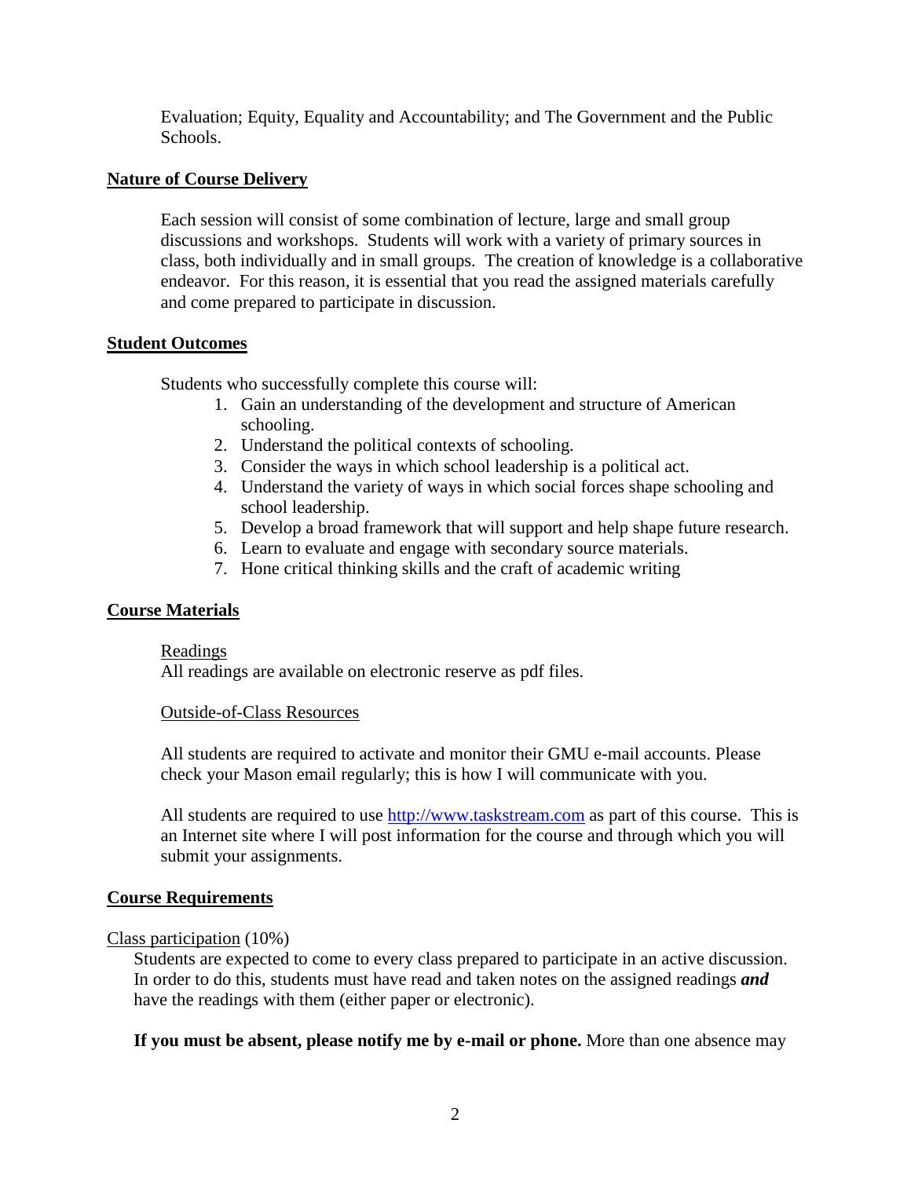Evaluation; Equity, Equality and Accountability; and The Government and the Public Schools.

## Nature of Course Delivery

Each session will consist of some combination of lecture, large and small group discussions and workshops. Students will work with a variety of primary sources in class, both individually and in small groups. The creation of knowledge is a collaborative endeavor. For this reason, it is essential that you read the assigned materials carefully and come prepared to participate in discussion.

## Student Outcomes

Students who successfully complete this course will:

1. Gain an understanding of the development and structure of American schooling.
2. Understand the political contexts of schooling.
3. Consider the ways in which school leadership is a political act.
4. Understand the variety of ways in which social forces shape schooling and school leadership.
5. Develop a broad framework that will support and help shape future research.
6. Learn to evaluate and engage with secondary source materials.
7. Hone critical thinking skills and the craft of academic writing

## Course Materials

### Readings

All readings are available on electronic reserve as pdf files.

### Outside-of-Class Resources

All students are required to activate and monitor their GMU e-mail accounts. Please check your Mason email regularly; this is how I will communicate with you.

All students are required to use [http://www.taskstream.com](http://www.taskstream.com) as part of this course. This is an Internet site where I will post information for the course and through which you will submit your assignments.

## Course Requirements

### Class participation (10%)

Students are expected to come to every class prepared to participate in an active discussion. In order to do this, students must have read and taken notes on the assigned readings ***and*** have the readings with them (either paper or electronic).

**If you must be absent, please notify me by e-mail or phone.** More than one absence may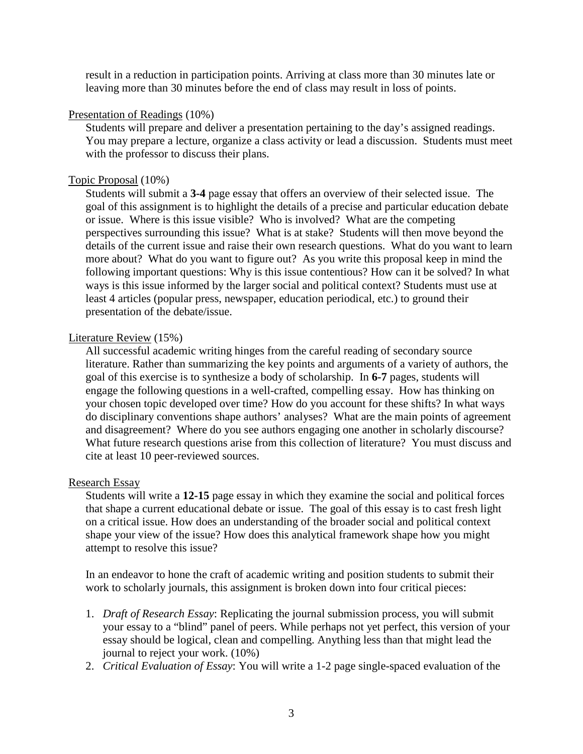result in a reduction in participation points. Arriving at class more than 30 minutes late or leaving more than 30 minutes before the end of class may result in loss of points.

<u>Presentation of Readings</u> (10%)

Students will prepare and deliver a presentation pertaining to the day's assigned readings. You may prepare a lecture, organize a class activity or lead a discussion. Students must meet with the professor to discuss their plans.

<u>Topic Proposal</u> (10%)

Students will submit a **3-4** page essay that offers an overview of their selected issue. The goal of this assignment is to highlight the details of a precise and particular education debate or issue. Where is this issue visible? Who is involved? What are the competing perspectives surrounding this issue? What is at stake? Students will then move beyond the details of the current issue and raise their own research questions. What do you want to learn more about? What do you want to figure out? As you write this proposal keep in mind the following important questions: Why is this issue contentious? How can it be solved? In what ways is this issue informed by the larger social and political context? Students must use at least 4 articles (popular press, newspaper, education periodical, etc.) to ground their presentation of the debate/issue.

<u>Literature Review</u> (15%)

All successful academic writing hinges from the careful reading of secondary source literature. Rather than summarizing the key points and arguments of a variety of authors, the goal of this exercise is to synthesize a body of scholarship. In **6-7** pages, students will engage the following questions in a well-crafted, compelling essay. How has thinking on your chosen topic developed over time? How do you account for these shifts? In what ways do disciplinary conventions shape authors' analyses? What are the main points of agreement and disagreement? Where do you see authors engaging one another in scholarly discourse? What future research questions arise from this collection of literature? You must discuss and cite at least 10 peer-reviewed sources.

<u>Research Essay</u>

Students will write a **12-15** page essay in which they examine the social and political forces that shape a current educational debate or issue. The goal of this essay is to cast fresh light on a critical issue. How does an understanding of the broader social and political context shape your view of the issue? How does this analytical framework shape how you might attempt to resolve this issue?

In an endeavor to hone the craft of academic writing and position students to submit their work to scholarly journals, this assignment is broken down into four critical pieces:

1. *Draft of Research Essay*: Replicating the journal submission process, you will submit your essay to a "blind" panel of peers. While perhaps not yet perfect, this version of your essay should be logical, clean and compelling. Anything less than that might lead the journal to reject your work. (10%)
2. *Critical Evaluation of Essay*: You will write a 1-2 page single-spaced evaluation of the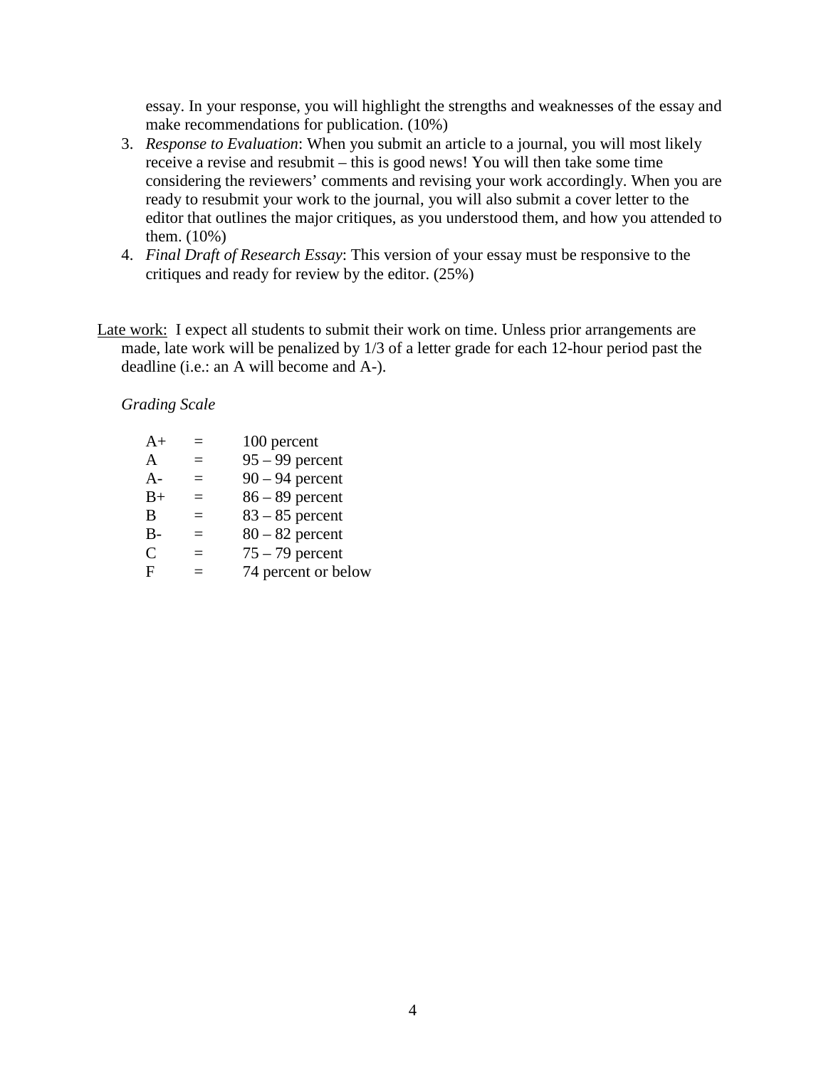essay. In your response, you will highlight the strengths and weaknesses of the essay and make recommendations for publication. (10%)

3. *Response to Evaluation*: When you submit an article to a journal, you will most likely receive a revise and resubmit – this is good news! You will then take some time considering the reviewers' comments and revising your work accordingly. When you are ready to resubmit your work to the journal, you will also submit a cover letter to the editor that outlines the major critiques, as you understood them, and how you attended to them. (10%)
4. *Final Draft of Research Essay*: This version of your essay must be responsive to the critiques and ready for review by the editor. (25%)

<u>Late work:</u> I expect all students to submit their work on time. Unless prior arrangements are made, late work will be penalized by 1/3 of a letter grade for each 12-hour period past the deadline (i.e.: an A will become and A-).

*Grading Scale*

| | | |
|---|---|---|
| A+ | = | 100 percent |
| A | = | 95 – 99 percent |
| A- | = | 90 – 94 percent |
| B+ | = | 86 – 89 percent |
| B | = | 83 – 85 percent |
| B- | = | 80 – 82 percent |
| C | = | 75 – 79 percent |
| F | = | 74 percent or below |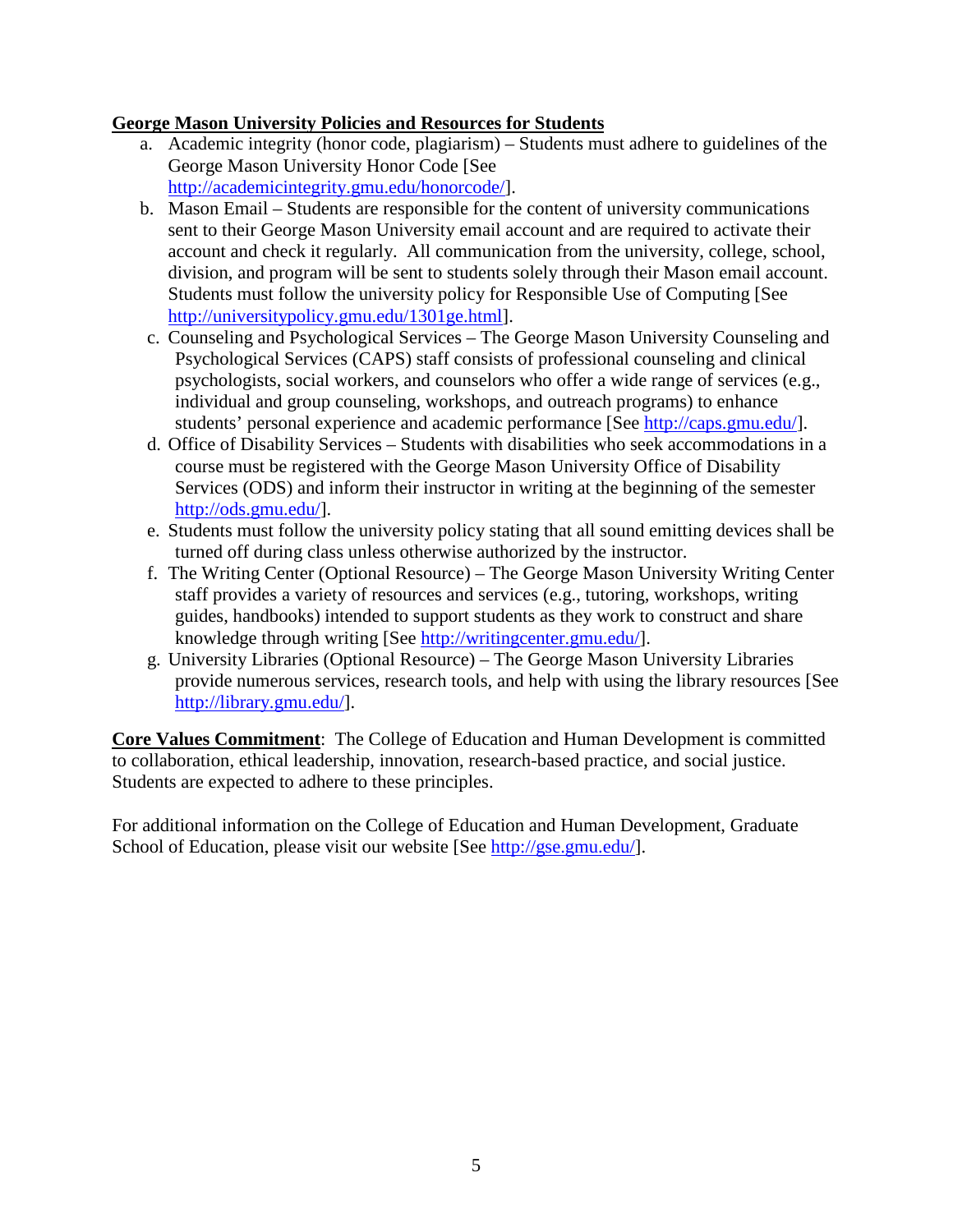**George Mason University Policies and Resources for Students**

a. Academic integrity (honor code, plagiarism) – Students must adhere to guidelines of the George Mason University Honor Code [See http://academicintegrity.gmu.edu/honorcode/].
b. Mason Email – Students are responsible for the content of university communications sent to their George Mason University email account and are required to activate their account and check it regularly. All communication from the university, college, school, division, and program will be sent to students solely through their Mason email account. Students must follow the university policy for Responsible Use of Computing [See http://universitypolicy.gmu.edu/1301ge.html].
c. Counseling and Psychological Services – The George Mason University Counseling and Psychological Services (CAPS) staff consists of professional counseling and clinical psychologists, social workers, and counselors who offer a wide range of services (e.g., individual and group counseling, workshops, and outreach programs) to enhance students' personal experience and academic performance [See http://caps.gmu.edu/].
d. Office of Disability Services – Students with disabilities who seek accommodations in a course must be registered with the George Mason University Office of Disability Services (ODS) and inform their instructor in writing at the beginning of the semester http://ods.gmu.edu/].
e. Students must follow the university policy stating that all sound emitting devices shall be turned off during class unless otherwise authorized by the instructor.
f. The Writing Center (Optional Resource) – The George Mason University Writing Center staff provides a variety of resources and services (e.g., tutoring, workshops, writing guides, handbooks) intended to support students as they work to construct and share knowledge through writing [See http://writingcenter.gmu.edu/].
g. University Libraries (Optional Resource) – The George Mason University Libraries provide numerous services, research tools, and help with using the library resources [See http://library.gmu.edu/].

**Core Values Commitment**: The College of Education and Human Development is committed to collaboration, ethical leadership, innovation, research-based practice, and social justice. Students are expected to adhere to these principles.

For additional information on the College of Education and Human Development, Graduate School of Education, please visit our website [See http://gse.gmu.edu/].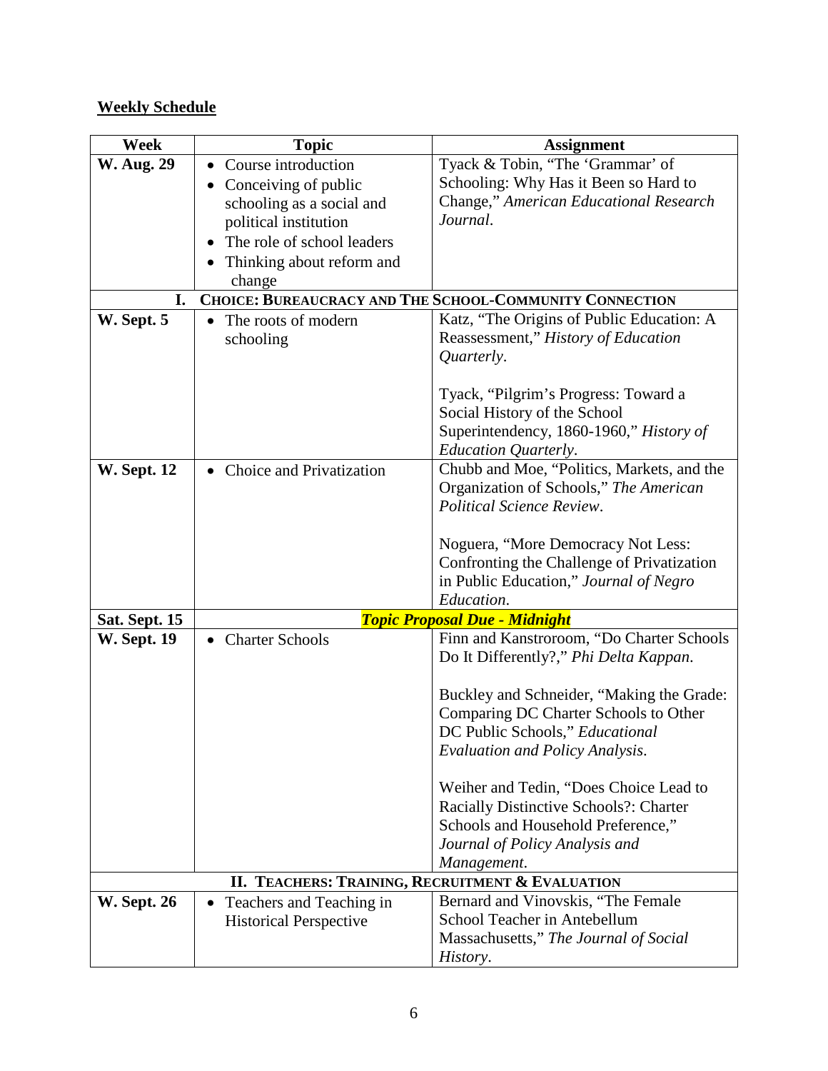## Weekly Schedule

| Week | Topic | Assignment |
|---|---|---|
| **W. Aug. 29** | • Course introduction<br>• Conceiving of public schooling as a social and political institution<br>• The role of school leaders<br>• Thinking about reform and change | Tyack & Tobin, "The 'Grammar' of Schooling: Why Has it Been so Hard to Change," *American Educational Research Journal*. |
| **I.** | **CHOICE: BUREAUCRACY AND THE SCHOOL-COMMUNITY CONNECTION** | |
| **W. Sept. 5** | • The roots of modern schooling | Katz, "The Origins of Public Education: A Reassessment," *History of Education Quarterly*.<br><br>Tyack, "Pilgrim's Progress: Toward a Social History of the School Superintendency, 1860-1960," *History of Education Quarterly*. |
| **W. Sept. 12** | • Choice and Privatization | Chubb and Moe, "Politics, Markets, and the Organization of Schools," *The American Political Science Review*.<br><br>Noguera, "More Democracy Not Less: Confronting the Challenge of Privatization in Public Education," *Journal of Negro Education*. |
| **Sat. Sept. 15** | ***Topic Proposal Due - Midnight*** | |
| **W. Sept. 19** | • Charter Schools | Finn and Kanstroroom, "Do Charter Schools Do It Differently?," *Phi Delta Kappan*.<br><br>Buckley and Schneider, "Making the Grade: Comparing DC Charter Schools to Other DC Public Schools," *Educational Evaluation and Policy Analysis*.<br><br>Weiher and Tedin, "Does Choice Lead to Racially Distinctive Schools?: Charter Schools and Household Preference," *Journal of Policy Analysis and Management*. |
| **II.** | **TEACHERS: TRAINING, RECRUITMENT & EVALUATION** | |
| **W. Sept. 26** | • Teachers and Teaching in Historical Perspective | Bernard and Vinovskis, "The Female School Teacher in Antebellum Massachusetts," *The Journal of Social History*. |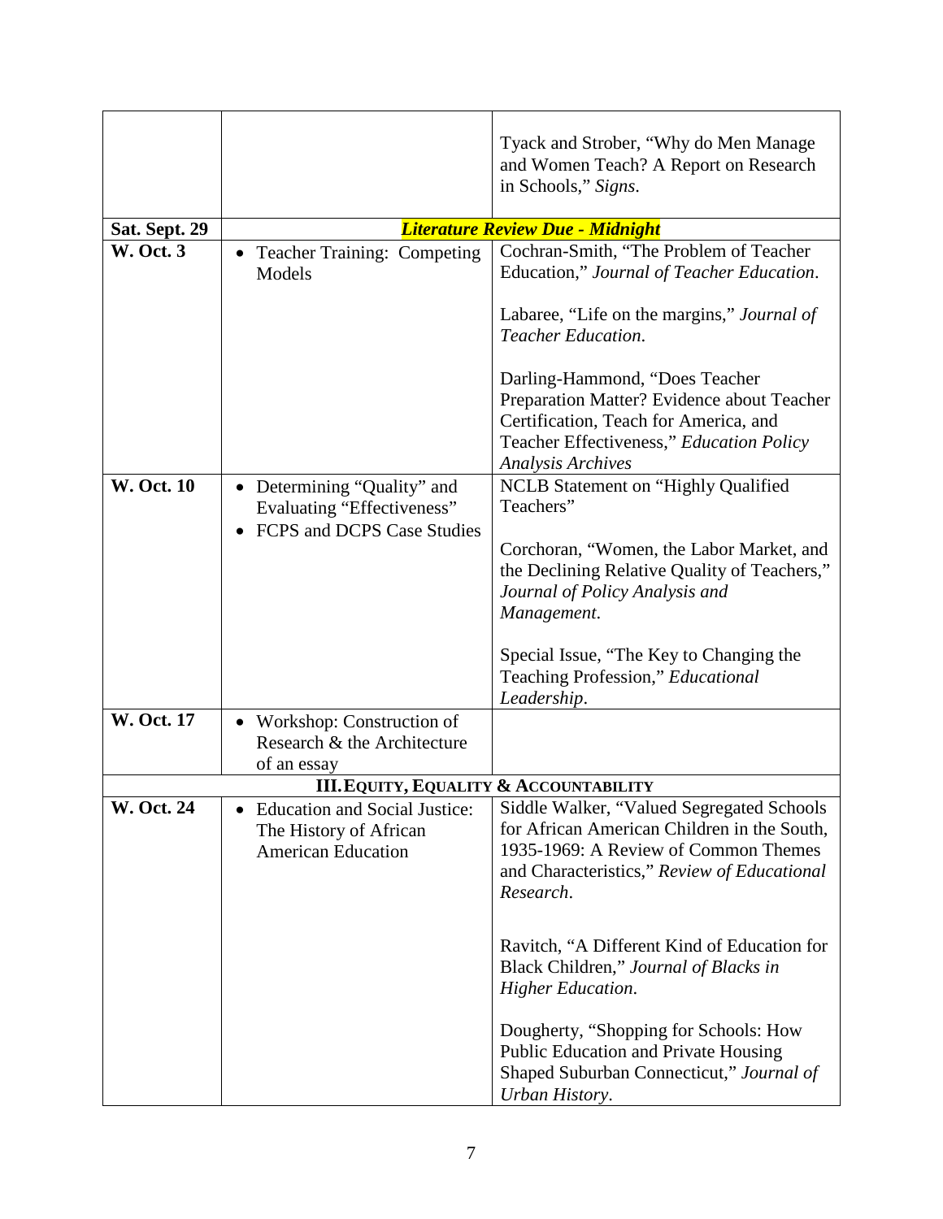| | | |
|---|---|---|
| | | Tyack and Strober, "Why do Men Manage and Women Teach? A Report on Research in Schools," *Signs*. |
| **Sat. Sept. 29** | ***Literature Review Due - Midnight*** | |
| **W. Oct. 3** | • Teacher Training: Competing Models | Cochran-Smith, "The Problem of Teacher Education," *Journal of Teacher Education*.<br><br>Labaree, "Life on the margins," *Journal of Teacher Education*.<br><br>Darling-Hammond, "Does Teacher Preparation Matter? Evidence about Teacher Certification, Teach for America, and Teacher Effectiveness," *Education Policy Analysis Archives* |
| **W. Oct. 10** | • Determining "Quality" and Evaluating "Effectiveness"<br>• FCPS and DCPS Case Studies | NCLB Statement on "Highly Qualified Teachers"<br><br>Corchoran, "Women, the Labor Market, and the Declining Relative Quality of Teachers," *Journal of Policy Analysis and Management*.<br><br>Special Issue, "The Key to Changing the Teaching Profession," *Educational Leadership*. |
| **W. Oct. 17** | • Workshop: Construction of Research & the Architecture of an essay | |
| **III. Equity, Equality & Accountability** | | |
| **W. Oct. 24** | • Education and Social Justice: The History of African American Education | Siddle Walker, "Valued Segregated Schools for African American Children in the South, 1935-1969: A Review of Common Themes and Characteristics," *Review of Educational Research*.<br><br>Ravitch, "A Different Kind of Education for Black Children," *Journal of Blacks in Higher Education*.<br><br>Dougherty, "Shopping for Schools: How Public Education and Private Housing Shaped Suburban Connecticut," *Journal of Urban History*. |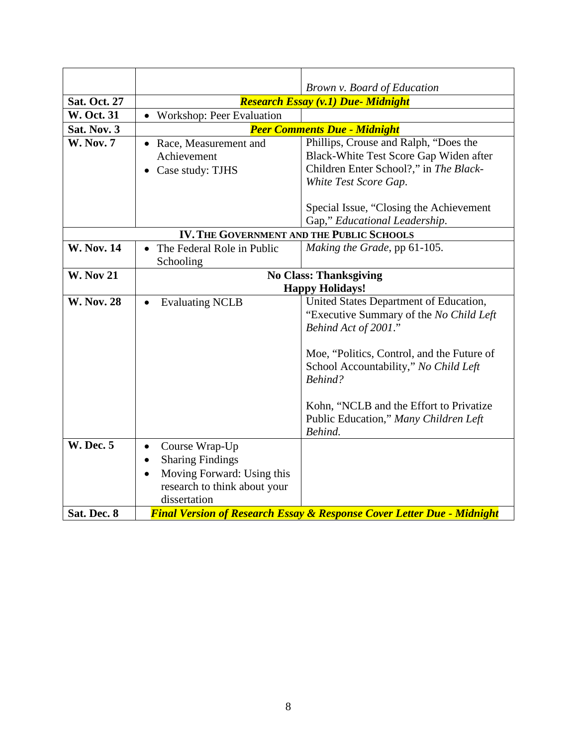| | | |
|---|---|---|
| | | *Brown v. Board of Education* |
| **Sat. Oct. 27** | ***Research Essay (v.1) Due- Midnight*** | |
| **W. Oct. 31** | • Workshop: Peer Evaluation | |
| **Sat. Nov. 3** | ***Peer Comments Due - Midnight*** | |
| **W. Nov. 7** | • Race, Measurement and Achievement<br>• Case study: TJHS | Phillips, Crouse and Ralph, "Does the Black-White Test Score Gap Widen after Children Enter School?," in *The Black-White Test Score Gap*.<br><br>Special Issue, "Closing the Achievement Gap," *Educational Leadership*. |
| **IV. THE GOVERNMENT AND THE PUBLIC SCHOOLS** | | |
| **W. Nov. 14** | • The Federal Role in Public Schooling | *Making the Grade*, pp 61-105. |
| **W. Nov 21** | **No Class: Thanksgiving**<br>**Happy Holidays!** | |
| **W. Nov. 28** | • Evaluating NCLB | United States Department of Education, "Executive Summary of the *No Child Left Behind Act of 2001*."<br><br>Moe, "Politics, Control, and the Future of School Accountability," *No Child Left Behind?*<br><br>Kohn, "NCLB and the Effort to Privatize Public Education," *Many Children Left Behind.* |
| **W. Dec. 5** | • Course Wrap-Up<br>• Sharing Findings<br>• Moving Forward: Using this research to think about your dissertation | |
| **Sat. Dec. 8** | ***Final Version of Research Essay & Response Cover Letter Due - Midnight*** | |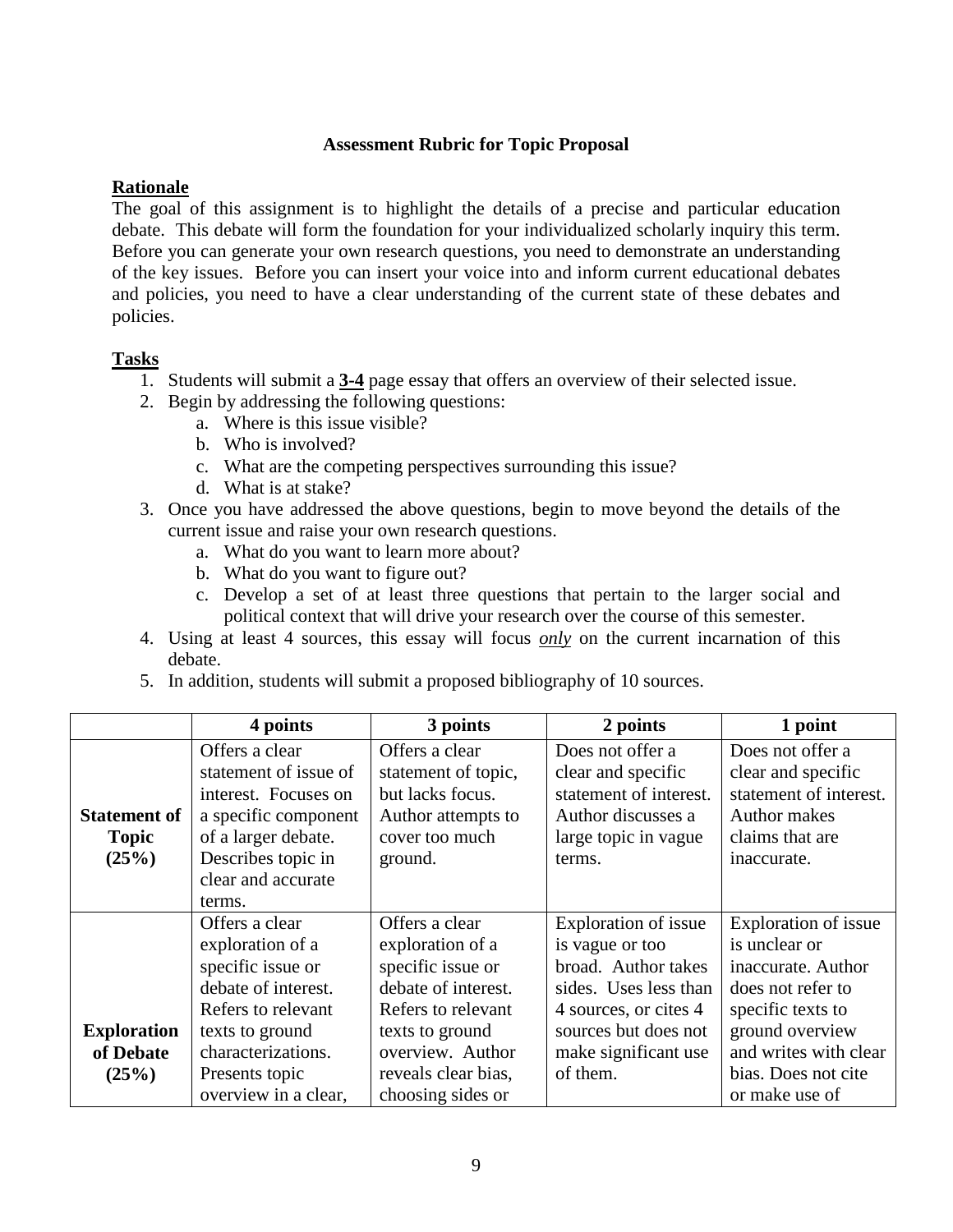**Assessment Rubric for Topic Proposal**

**Rationale**

The goal of this assignment is to highlight the details of a precise and particular education debate. This debate will form the foundation for your individualized scholarly inquiry this term. Before you can generate your own research questions, you need to demonstrate an understanding of the key issues. Before you can insert your voice into and inform current educational debates and policies, you need to have a clear understanding of the current state of these debates and policies.

**Tasks**

1. Students will submit a **3-4** page essay that offers an overview of their selected issue.
2. Begin by addressing the following questions:
   a. Where is this issue visible?
   b. Who is involved?
   c. What are the competing perspectives surrounding this issue?
   d. What is at stake?
3. Once you have addressed the above questions, begin to move beyond the details of the current issue and raise your own research questions.
   a. What do you want to learn more about?
   b. What do you want to figure out?
   c. Develop a set of at least three questions that pertain to the larger social and political context that will drive your research over the course of this semester.
4. Using at least 4 sources, this essay will focus ***only*** on the current incarnation of this debate.
5. In addition, students will submit a proposed bibliography of 10 sources.

| | 4 points | 3 points | 2 points | 1 point |
|---|---|---|---|---|
| **Statement of Topic (25%)** | Offers a clear statement of issue of interest. Focuses on a specific component of a larger debate. Describes topic in clear and accurate terms. | Offers a clear statement of topic, but lacks focus. Author attempts to cover too much ground. | Does not offer a clear and specific statement of interest. Author discusses a large topic in vague terms. | Does not offer a clear and specific statement of interest. Author makes claims that are inaccurate. |
| **Exploration of Debate (25%)** | Offers a clear exploration of a specific issue or debate of interest. Refers to relevant texts to ground characterizations. Presents topic overview in a clear, | Offers a clear exploration of a specific issue or debate of interest. Refers to relevant texts to ground overview. Author reveals clear bias, choosing sides or | Exploration of issue is vague or too broad. Author takes sides. Uses less than 4 sources, or cites 4 sources but does not make significant use of them. | Exploration of issue is unclear or inaccurate. Author does not refer to specific texts to ground overview and writes with clear bias. Does not cite or make use of |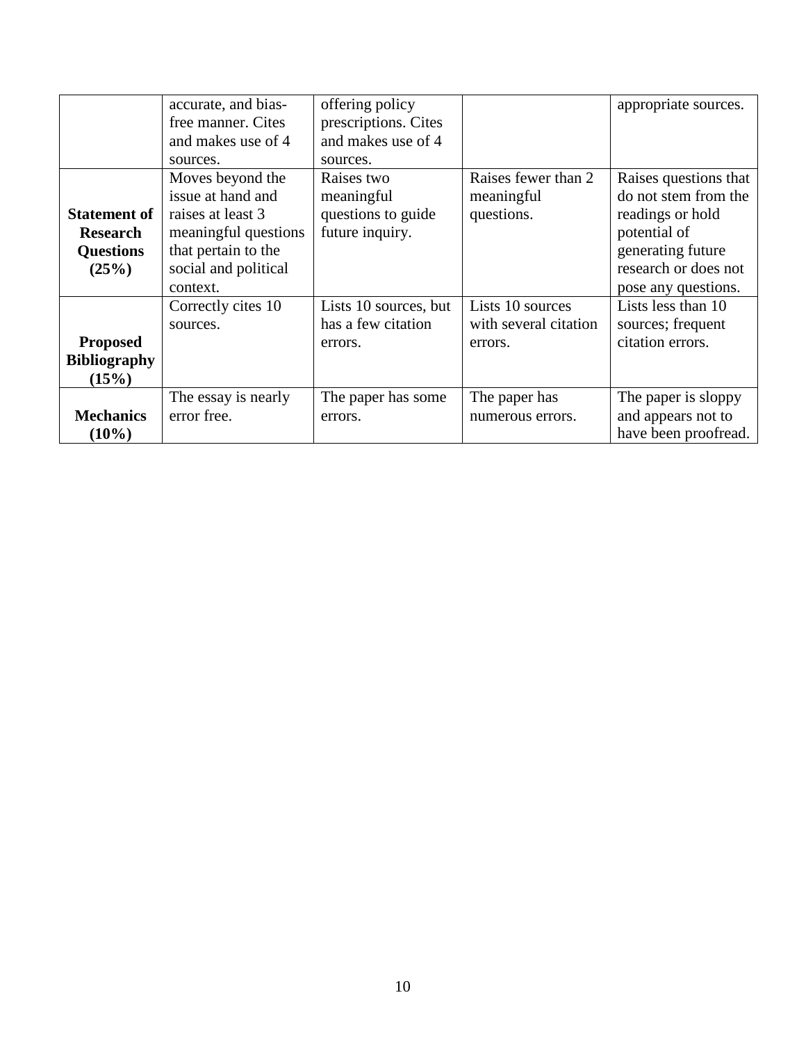| | | | | |
|---|---|---|---|---|
| | accurate, and bias-free manner. Cites and makes use of 4 sources. | offering policy prescriptions. Cites and makes use of 4 sources. | | appropriate sources. |
| **Statement of Research Questions (25%)** | Moves beyond the issue at hand and raises at least 3 meaningful questions that pertain to the social and political context. | Raises two meaningful questions to guide future inquiry. | Raises fewer than 2 meaningful questions. | Raises questions that do not stem from the readings or hold potential of generating future research or does not pose any questions. |
| **Proposed Bibliography (15%)** | Correctly cites 10 sources. | Lists 10 sources, but has a few citation errors. | Lists 10 sources with several citation errors. | Lists less than 10 sources; frequent citation errors. |
| **Mechanics (10%)** | The essay is nearly error free. | The paper has some errors. | The paper has numerous errors. | The paper is sloppy and appears not to have been proofread. |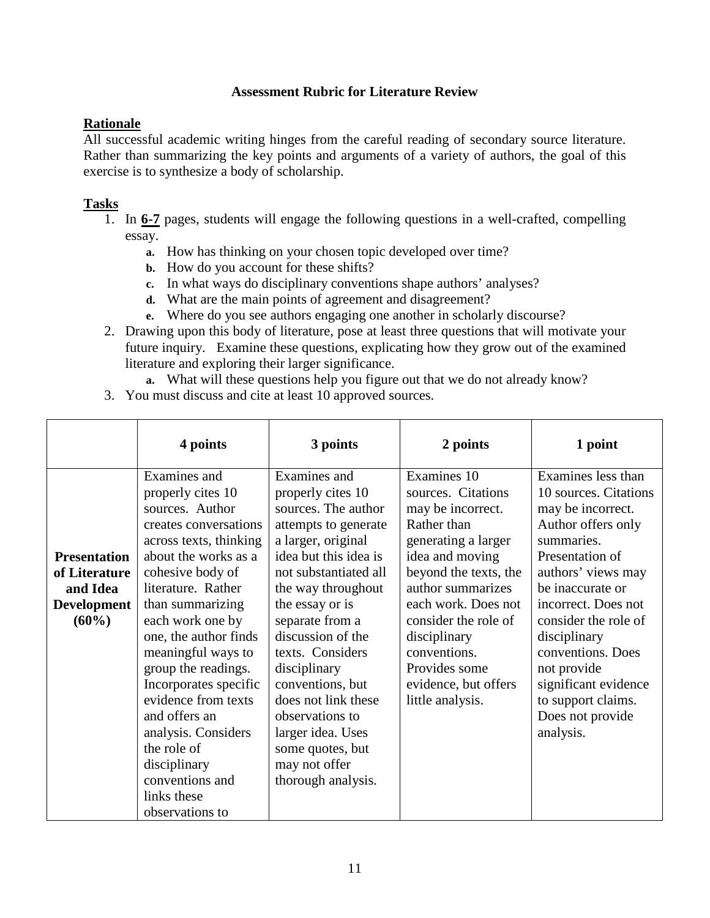**Assessment Rubric for Literature Review**

**Rationale**

All successful academic writing hinges from the careful reading of secondary source literature. Rather than summarizing the key points and arguments of a variety of authors, the goal of this exercise is to synthesize a body of scholarship.

**Tasks**

1. In **6-7** pages, students will engage the following questions in a well-crafted, compelling essay.
   a. How has thinking on your chosen topic developed over time?
   b. How do you account for these shifts?
   c. In what ways do disciplinary conventions shape authors' analyses?
   d. What are the main points of agreement and disagreement?
   e. Where do you see authors engaging one another in scholarly discourse?
2. Drawing upon this body of literature, pose at least three questions that will motivate your future inquiry. Examine these questions, explicating how they grow out of the examined literature and exploring their larger significance.
   a. What will these questions help you figure out that we do not already know?
3. You must discuss and cite at least 10 approved sources.

| | 4 points | 3 points | 2 points | 1 point |
|---|---|---|---|---|
| **Presentation of Literature and Idea Development (60%)** | Examines and properly cites 10 sources. Author creates conversations across texts, thinking about the works as a cohesive body of literature. Rather than summarizing each work one by one, the author finds meaningful ways to group the readings. Incorporates specific evidence from texts and offers an analysis. Considers the role of disciplinary conventions and links these observations to | Examines and properly cites 10 sources. The author attempts to generate a larger, original idea but this idea is not substantiated all the way throughout the essay or is separate from a discussion of the texts. Considers disciplinary conventions, but does not link these observations to larger idea. Uses some quotes, but may not offer thorough analysis. | Examines 10 sources. Citations may be incorrect. Rather than generating a larger idea and moving beyond the texts, the author summarizes each work. Does not consider the role of disciplinary conventions. Provides some evidence, but offers little analysis. | Examines less than 10 sources. Citations may be incorrect. Author offers only summaries. Presentation of authors' views may be inaccurate or incorrect. Does not consider the role of disciplinary conventions. Does not provide significant evidence to support claims. Does not provide analysis. |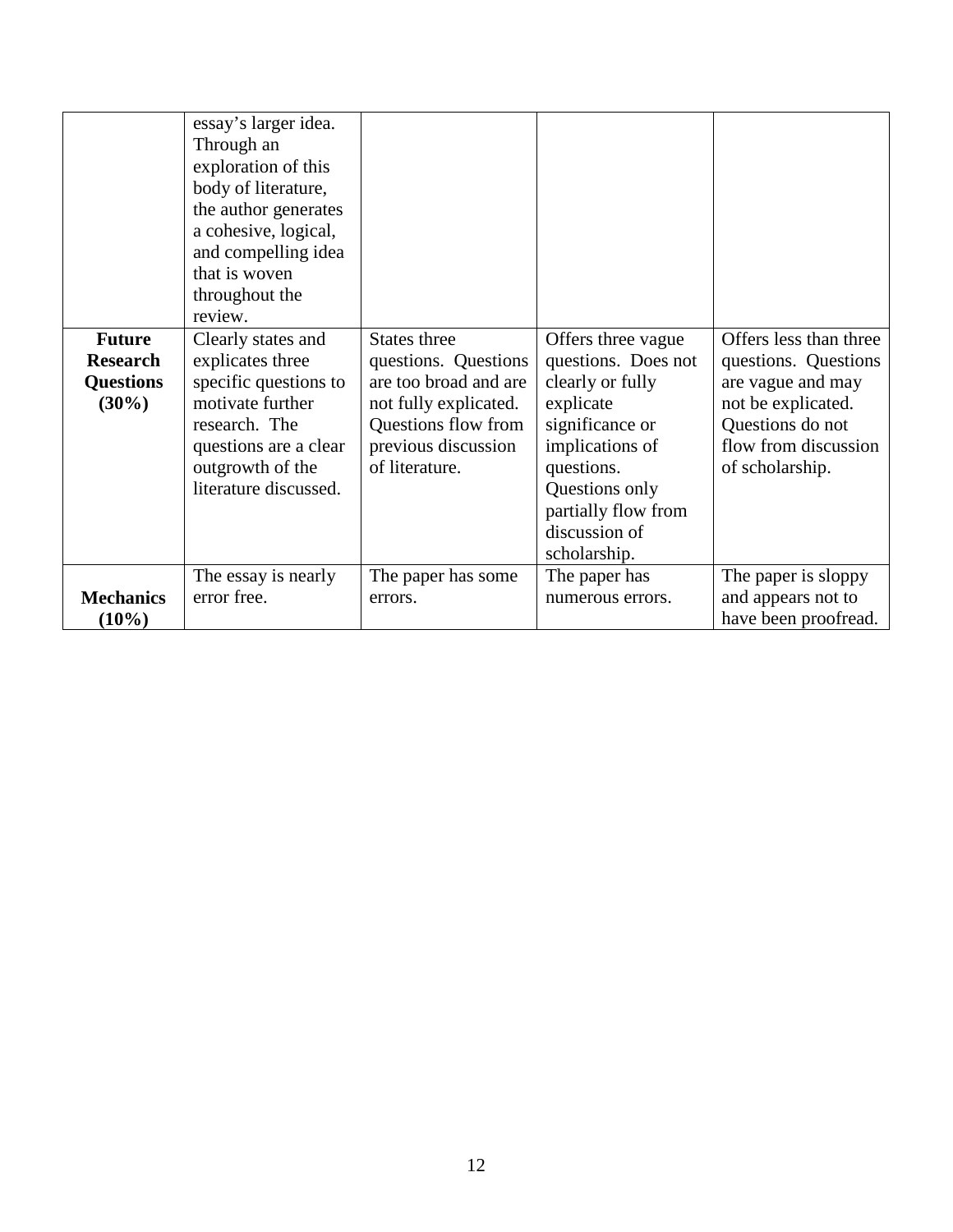| | | | | |
|---|---|---|---|---|
| | essay's larger idea. Through an exploration of this body of literature, the author generates a cohesive, logical, and compelling idea that is woven throughout the review. | | | |
| **Future Research Questions (30%)** | Clearly states and explicates three specific questions to motivate further research. The questions are a clear outgrowth of the literature discussed. | States three questions. Questions are too broad and are not fully explicated. Questions flow from previous discussion of literature. | Offers three vague questions. Does not clearly or fully explicate significance or implications of questions. Questions only partially flow from discussion of scholarship. | Offers less than three questions. Questions are vague and may not be explicated. Questions do not flow from discussion of scholarship. |
| **Mechanics (10%)** | The essay is nearly error free. | The paper has some errors. | The paper has numerous errors. | The paper is sloppy and appears not to have been proofread. |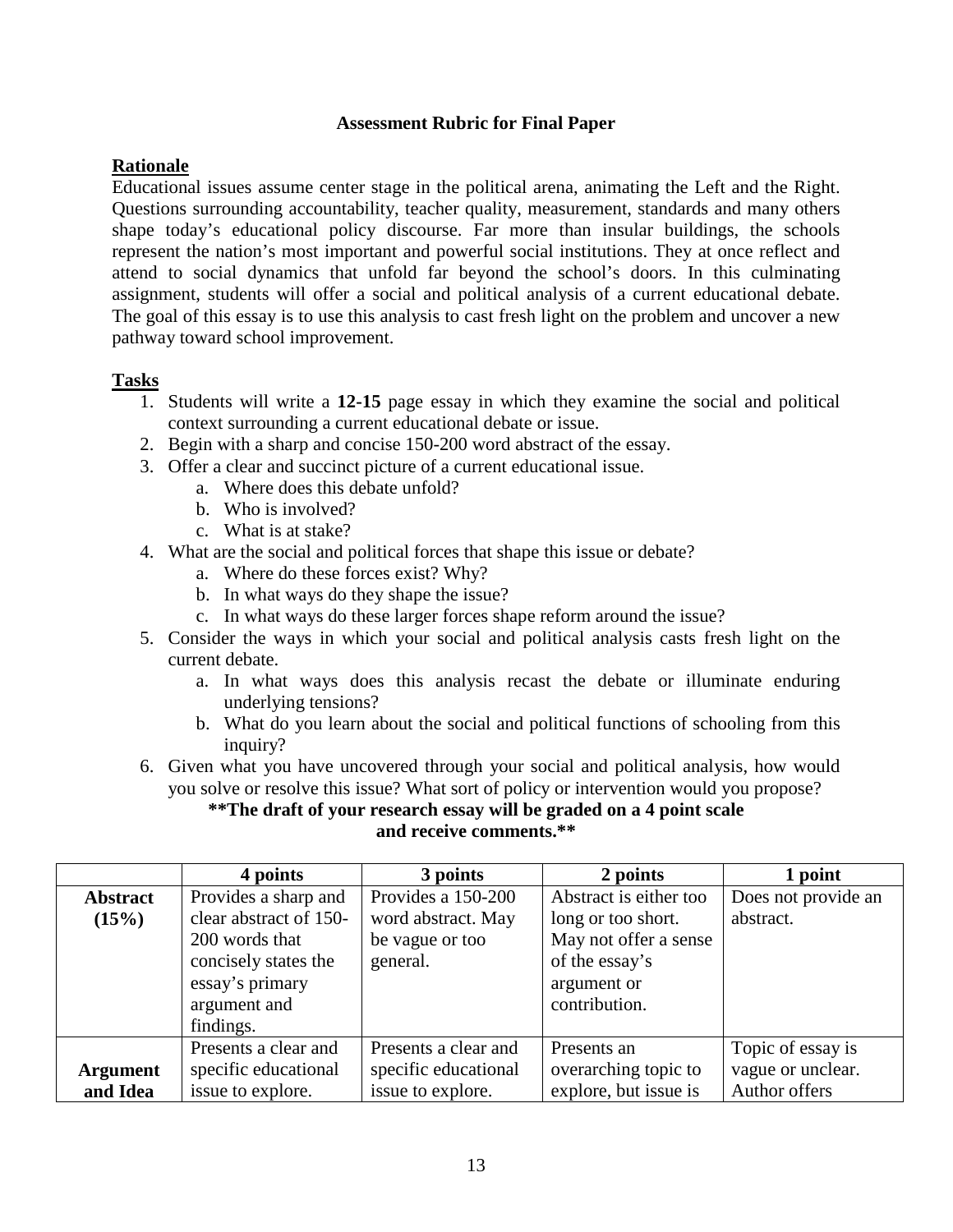### Assessment Rubric for Final Paper

**Rationale**

Educational issues assume center stage in the political arena, animating the Left and the Right. Questions surrounding accountability, teacher quality, measurement, standards and many others shape today's educational policy discourse. Far more than insular buildings, the schools represent the nation's most important and powerful social institutions. They at once reflect and attend to social dynamics that unfold far beyond the school's doors. In this culminating assignment, students will offer a social and political analysis of a current educational debate. The goal of this essay is to use this analysis to cast fresh light on the problem and uncover a new pathway toward school improvement.

**Tasks**

1. Students will write a **12-15** page essay in which they examine the social and political context surrounding a current educational debate or issue.
2. Begin with a sharp and concise 150-200 word abstract of the essay.
3. Offer a clear and succinct picture of a current educational issue.
   a. Where does this debate unfold?
   b. Who is involved?
   c. What is at stake?
4. What are the social and political forces that shape this issue or debate?
   a. Where do these forces exist? Why?
   b. In what ways do they shape the issue?
   c. In what ways do these larger forces shape reform around the issue?
5. Consider the ways in which your social and political analysis casts fresh light on the current debate.
   a. In what ways does this analysis recast the debate or illuminate enduring underlying tensions?
   b. What do you learn about the social and political functions of schooling from this inquiry?
6. Given what you have uncovered through your social and political analysis, how would you solve or resolve this issue? What sort of policy or intervention would you propose?

**\*\*The draft of your research essay will be graded on a 4 point scale and receive comments.\*\***

| | 4 points | 3 points | 2 points | 1 point |
|---|---|---|---|---|
| **Abstract (15%)** | Provides a sharp and clear abstract of 150-200 words that concisely states the essay's primary argument and findings. | Provides a 150-200 word abstract. May be vague or too general. | Abstract is either too long or too short. May not offer a sense of the essay's argument or contribution. | Does not provide an abstract. |
| **Argument and Idea** | Presents a clear and specific educational issue to explore. | Presents a clear and specific educational issue to explore. | Presents an overarching topic to explore, but issue is | Topic of essay is vague or unclear. Author offers |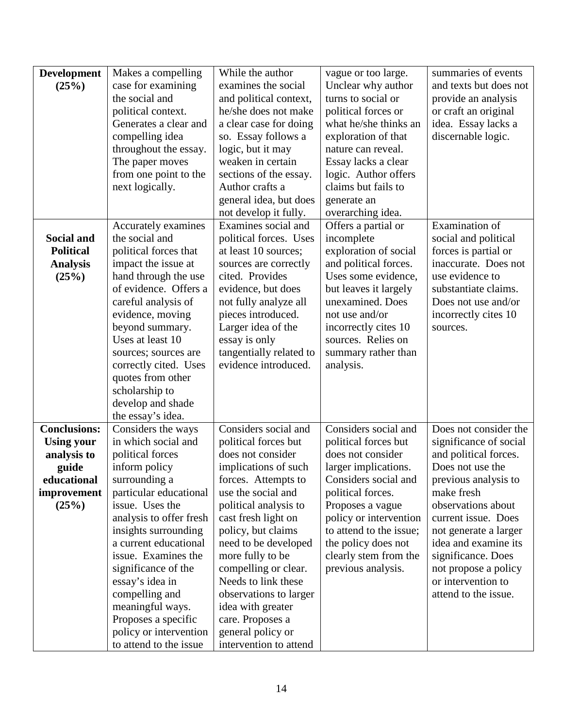| | | | | |
|---|---|---|---|---|
| **Development (25%)** | Makes a compelling case for examining the social and political context. Generates a clear and compelling idea throughout the essay. The paper moves from one point to the next logically. | While the author examines the social and political context, he/she does not make a clear case for doing so. Essay follows a logic, but it may weaken in certain sections of the essay. Author crafts a general idea, but does not develop it fully. | vague or too large. Unclear why author turns to social or political forces or what he/she thinks an exploration of that nature can reveal. Essay lacks a clear logic. Author offers claims but fails to generate an overarching idea. | summaries of events and texts but does not provide an analysis or craft an original idea. Essay lacks a discernable logic. |
| **Social and Political Analysis (25%)** | Accurately examines the social and political forces that impact the issue at hand through the use of evidence. Offers a careful analysis of evidence, moving beyond summary. Uses at least 10 sources; sources are correctly cited. Uses quotes from other scholarship to develop and shade the essay's idea. | Examines social and political forces. Uses at least 10 sources; sources are correctly cited. Provides evidence, but does not fully analyze all pieces introduced. Larger idea of the essay is only tangentially related to evidence introduced. | Offers a partial or incomplete exploration of social and political forces. Uses some evidence, but leaves it largely unexamined. Does not use and/or incorrectly cites 10 sources. Relies on summary rather than analysis. | Examination of social and political forces is partial or inaccurate. Does not use evidence to substantiate claims. Does not use and/or incorrectly cites 10 sources. |
| **Conclusions: Using your analysis to guide educational improvement (25%)** | Considers the ways in which social and political forces inform policy surrounding a particular educational issue. Uses the analysis to offer fresh insights surrounding a current educational issue. Examines the significance of the essay's idea in compelling and meaningful ways. Proposes a specific policy or intervention to attend to the issue | Considers social and political forces but does not consider implications of such forces. Attempts to use the social and political analysis to cast fresh light on policy, but claims need to be developed more fully to be compelling or clear. Needs to link these observations to larger idea with greater care. Proposes a general policy or intervention to attend | Considers social and political forces but does not consider larger implications. Considers social and political forces. Proposes a vague policy or intervention to attend to the issue; the policy does not clearly stem from the previous analysis. | Does not consider the significance of social and political forces. Does not use the previous analysis to make fresh observations about current issue. Does not generate a larger idea and examine its significance. Does not propose a policy or intervention to attend to the issue. |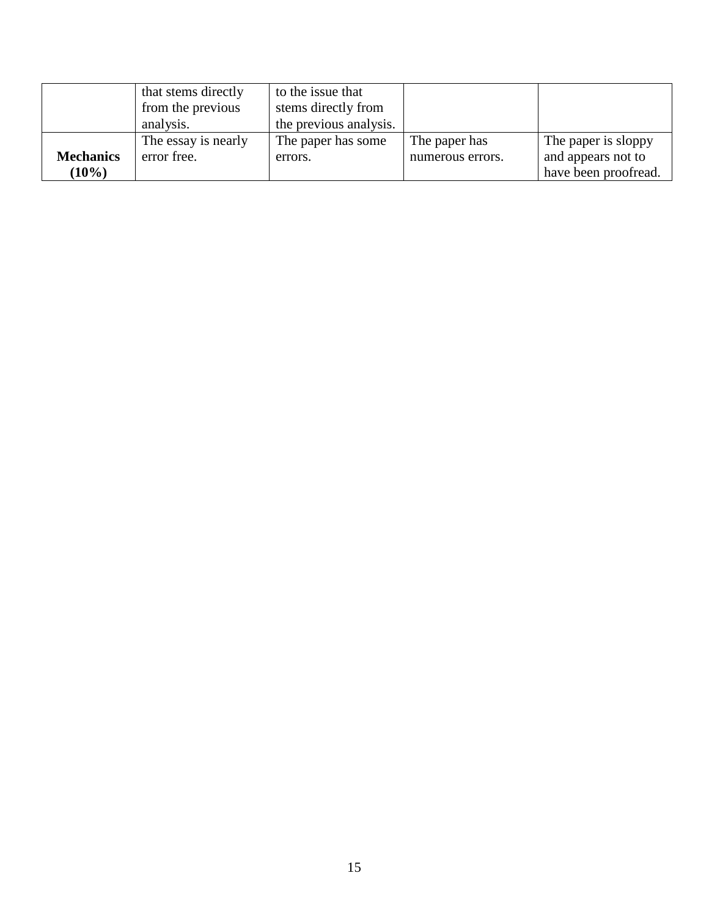| | | | | |
|---|---|---|---|---|
| | that stems directly from the previous analysis. | to the issue that stems directly from the previous analysis. | | |
| **Mechanics (10%)** | The essay is nearly error free. | The paper has some errors. | The paper has numerous errors. | The paper is sloppy and appears not to have been proofread. |